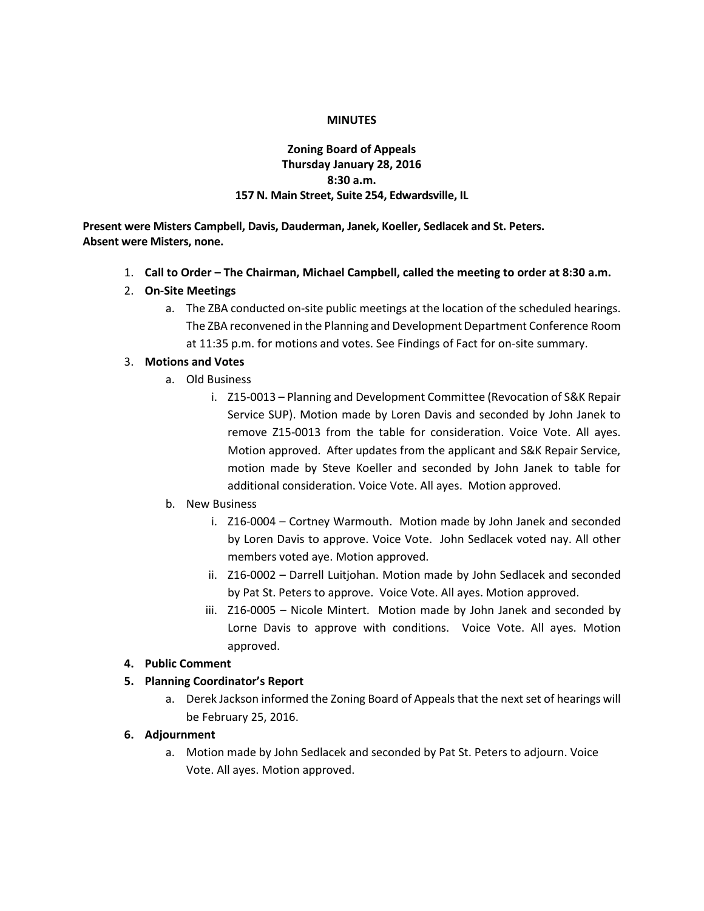**MINUTES**

**Zoning Board of Appeals**
**Thursday January 28, 2016**
**8:30 a.m.**
**157 N. Main Street, Suite 254, Edwardsville, IL**

**Present were Misters Campbell, Davis, Dauderman, Janek, Koeller, Sedlacek and St. Peters.**
**Absent were Misters, none.**

1. **Call to Order – The Chairman, Michael Campbell, called the meeting to order at 8:30 a.m.**
2. **On-Site Meetings**
   a. The ZBA conducted on-site public meetings at the location of the scheduled hearings. The ZBA reconvened in the Planning and Development Department Conference Room at 11:35 p.m. for motions and votes. See Findings of Fact for on-site summary.
3. **Motions and Votes**
   a. Old Business
      i. Z15-0013 – Planning and Development Committee (Revocation of S&K Repair Service SUP). Motion made by Loren Davis and seconded by John Janek to remove Z15-0013 from the table for consideration. Voice Vote. All ayes. Motion approved. After updates from the applicant and S&K Repair Service, motion made by Steve Koeller and seconded by John Janek to table for additional consideration. Voice Vote. All ayes. Motion approved.

   b. New Business
      i. Z16-0004 – Cortney Warmouth. Motion made by John Janek and seconded by Loren Davis to approve. Voice Vote. John Sedlacek voted nay. All other members voted aye. Motion approved.
      ii. Z16-0002 – Darrell Luitjohan. Motion made by John Sedlacek and seconded by Pat St. Peters to approve. Voice Vote. All ayes. Motion approved.
      iii. Z16-0005 – Nicole Mintert. Motion made by John Janek and seconded by Lorne Davis to approve with conditions. Voice Vote. All ayes. Motion approved.
4. **Public Comment**
5. **Planning Coordinator's Report**
   a. Derek Jackson informed the Zoning Board of Appeals that the next set of hearings will be February 25, 2016.
6. **Adjournment**
   a. Motion made by John Sedlacek and seconded by Pat St. Peters to adjourn. Voice Vote. All ayes. Motion approved.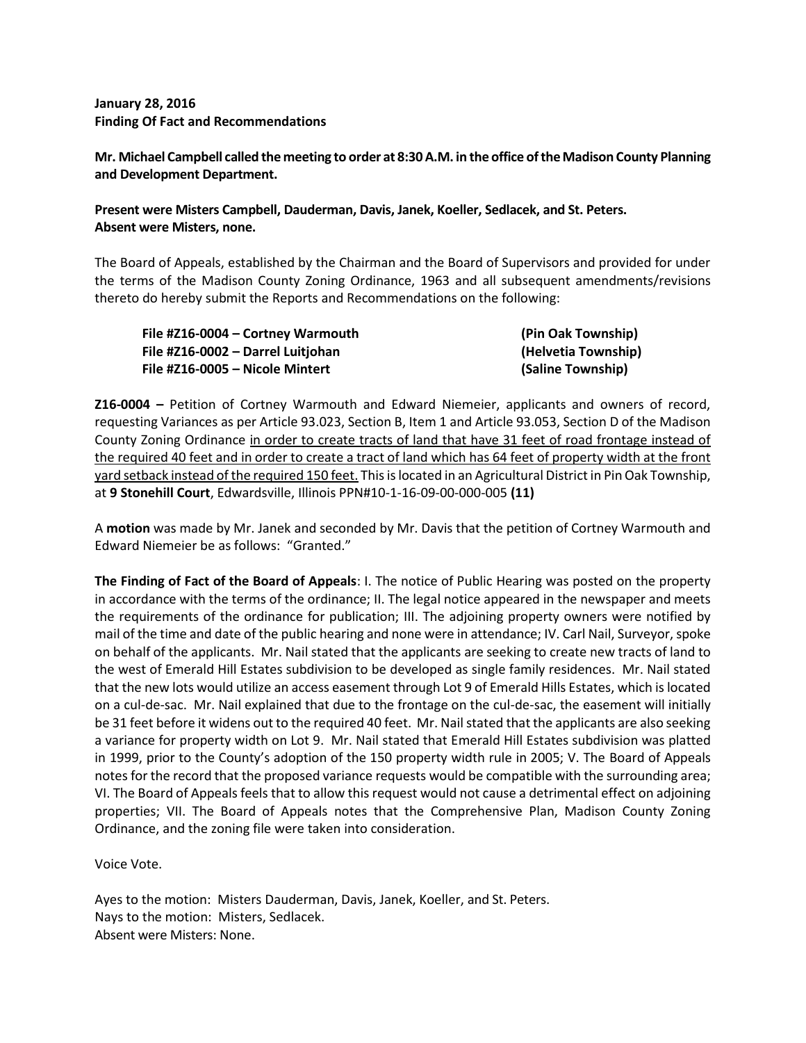**January 28, 2016**
**Finding Of Fact and Recommendations**

**Mr. Michael Campbell called the meeting to order at 8:30 A.M. in the office of the Madison County Planning and Development Department.**

**Present were Misters Campbell, Dauderman, Davis, Janek, Koeller, Sedlacek, and St. Peters.**
**Absent were Misters, none.**

The Board of Appeals, established by the Chairman and the Board of Supervisors and provided for under the terms of the Madison County Zoning Ordinance, 1963 and all subsequent amendments/revisions thereto do hereby submit the Reports and Recommendations on the following:

| | |
|---|---|
| **File #Z16-0004 – Cortney Warmouth** | **(Pin Oak Township)** |
| **File #Z16-0002 – Darrel Luitjohan** | **(Helvetia Township)** |
| **File #Z16-0005 – Nicole Mintert** | **(Saline Township)** |

**Z16-0004 –** Petition of Cortney Warmouth and Edward Niemeier, applicants and owners of record, requesting Variances as per Article 93.023, Section B, Item 1 and Article 93.053, Section D of the Madison County Zoning Ordinance in order to create tracts of land that have 31 feet of road frontage instead of the required 40 feet and in order to create a tract of land which has 64 feet of property width at the front yard setback instead of the required 150 feet. This is located in an Agricultural District in Pin Oak Township, at **9 Stonehill Court**, Edwardsville, Illinois PPN#10-1-16-09-00-000-005 **(11)**

A **motion** was made by Mr. Janek and seconded by Mr. Davis that the petition of Cortney Warmouth and Edward Niemeier be as follows: "Granted."

**The Finding of Fact of the Board of Appeals**: I. The notice of Public Hearing was posted on the property in accordance with the terms of the ordinance; II. The legal notice appeared in the newspaper and meets the requirements of the ordinance for publication; III. The adjoining property owners were notified by mail of the time and date of the public hearing and none were in attendance; IV. Carl Nail, Surveyor, spoke on behalf of the applicants. Mr. Nail stated that the applicants are seeking to create new tracts of land to the west of Emerald Hill Estates subdivision to be developed as single family residences. Mr. Nail stated that the new lots would utilize an access easement through Lot 9 of Emerald Hills Estates, which is located on a cul-de-sac. Mr. Nail explained that due to the frontage on the cul-de-sac, the easement will initially be 31 feet before it widens out to the required 40 feet. Mr. Nail stated that the applicants are also seeking a variance for property width on Lot 9. Mr. Nail stated that Emerald Hill Estates subdivision was platted in 1999, prior to the County's adoption of the 150 property width rule in 2005; V. The Board of Appeals notes for the record that the proposed variance requests would be compatible with the surrounding area; VI. The Board of Appeals feels that to allow this request would not cause a detrimental effect on adjoining properties; VII. The Board of Appeals notes that the Comprehensive Plan, Madison County Zoning Ordinance, and the zoning file were taken into consideration.

Voice Vote.

Ayes to the motion: Misters Dauderman, Davis, Janek, Koeller, and St. Peters.
Nays to the motion: Misters, Sedlacek.
Absent were Misters: None.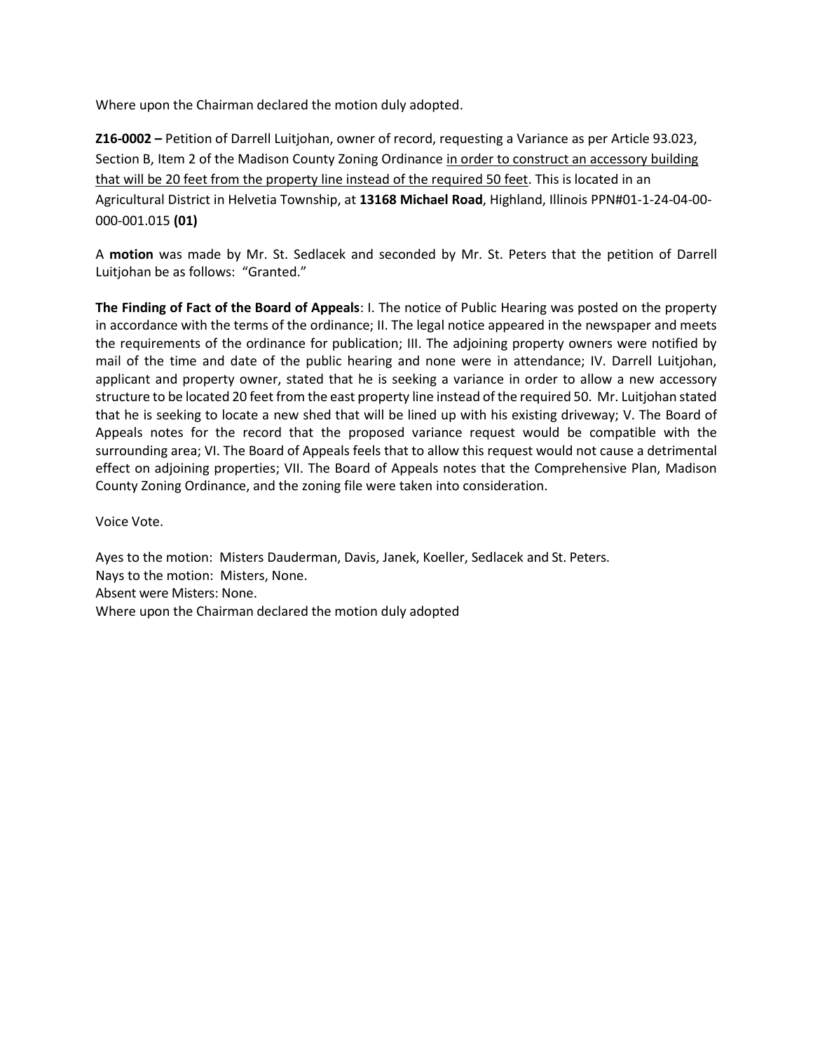Where upon the Chairman declared the motion duly adopted.

**Z16-0002 –** Petition of Darrell Luitjohan, owner of record, requesting a Variance as per Article 93.023, Section B, Item 2 of the Madison County Zoning Ordinance <u>in order to construct an accessory building that will be 20 feet from the property line instead of the required 50 feet</u>. This is located in an Agricultural District in Helvetia Township, at **13168 Michael Road**, Highland, Illinois PPN#01-1-24-04-00-000-001.015 **(01)**

A **motion** was made by Mr. St. Sedlacek and seconded by Mr. St. Peters that the petition of Darrell Luitjohan be as follows: "Granted."

**The Finding of Fact of the Board of Appeals**: I. The notice of Public Hearing was posted on the property in accordance with the terms of the ordinance; II. The legal notice appeared in the newspaper and meets the requirements of the ordinance for publication; III. The adjoining property owners were notified by mail of the time and date of the public hearing and none were in attendance; IV. Darrell Luitjohan, applicant and property owner, stated that he is seeking a variance in order to allow a new accessory structure to be located 20 feet from the east property line instead of the required 50. Mr. Luitjohan stated that he is seeking to locate a new shed that will be lined up with his existing driveway; V. The Board of Appeals notes for the record that the proposed variance request would be compatible with the surrounding area; VI. The Board of Appeals feels that to allow this request would not cause a detrimental effect on adjoining properties; VII. The Board of Appeals notes that the Comprehensive Plan, Madison County Zoning Ordinance, and the zoning file were taken into consideration.

Voice Vote.

Ayes to the motion: Misters Dauderman, Davis, Janek, Koeller, Sedlacek and St. Peters.
Nays to the motion: Misters, None.
Absent were Misters: None.
Where upon the Chairman declared the motion duly adopted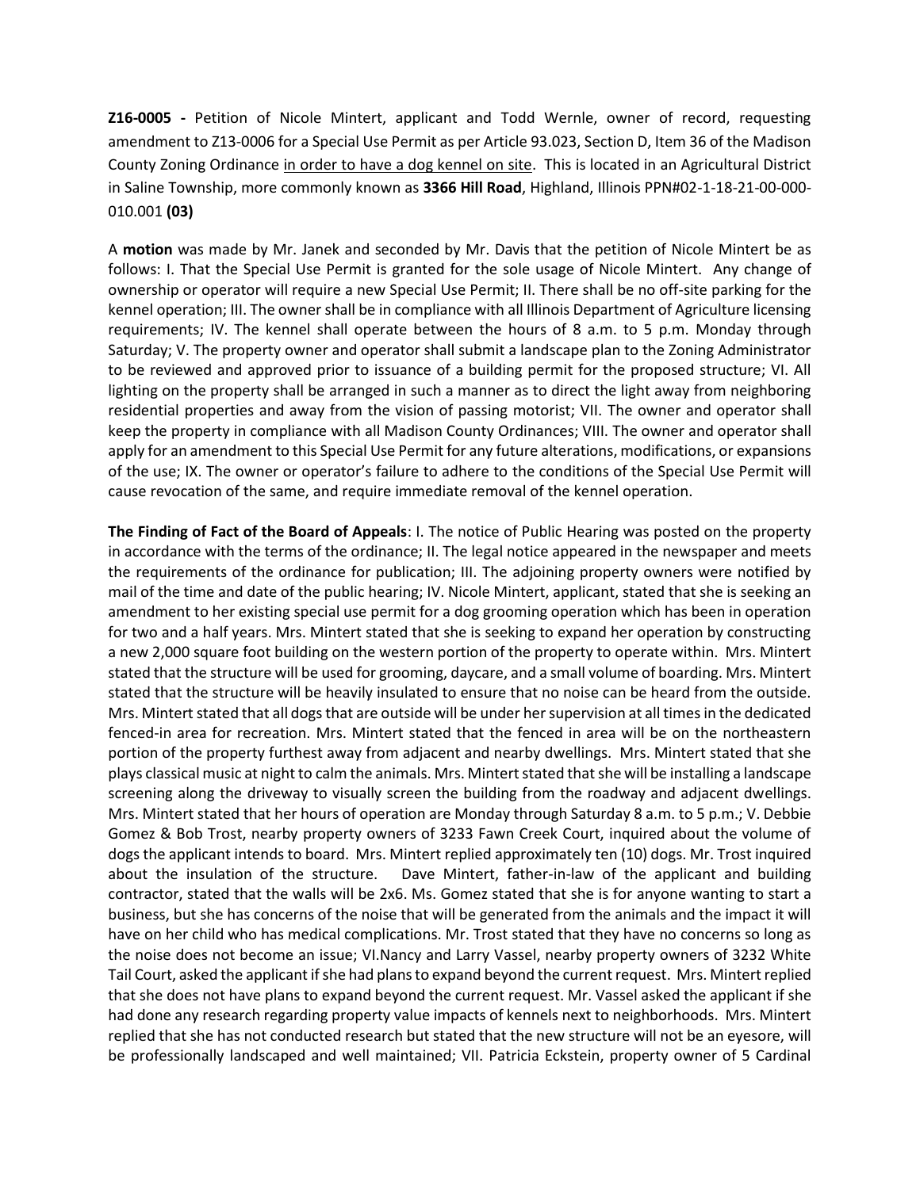**Z16-0005 -** Petition of Nicole Mintert, applicant and Todd Wernle, owner of record, requesting amendment to Z13-0006 for a Special Use Permit as per Article 93.023, Section D, Item 36 of the Madison County Zoning Ordinance in order to have a dog kennel on site. This is located in an Agricultural District in Saline Township, more commonly known as **3366 Hill Road**, Highland, Illinois PPN#02-1-18-21-00-000-010.001 **(03)**

A **motion** was made by Mr. Janek and seconded by Mr. Davis that the petition of Nicole Mintert be as follows: I. That the Special Use Permit is granted for the sole usage of Nicole Mintert. Any change of ownership or operator will require a new Special Use Permit; II. There shall be no off-site parking for the kennel operation; III. The owner shall be in compliance with all Illinois Department of Agriculture licensing requirements; IV. The kennel shall operate between the hours of 8 a.m. to 5 p.m. Monday through Saturday; V. The property owner and operator shall submit a landscape plan to the Zoning Administrator to be reviewed and approved prior to issuance of a building permit for the proposed structure; VI. All lighting on the property shall be arranged in such a manner as to direct the light away from neighboring residential properties and away from the vision of passing motorist; VII. The owner and operator shall keep the property in compliance with all Madison County Ordinances; VIII. The owner and operator shall apply for an amendment to this Special Use Permit for any future alterations, modifications, or expansions of the use; IX. The owner or operator's failure to adhere to the conditions of the Special Use Permit will cause revocation of the same, and require immediate removal of the kennel operation.

**The Finding of Fact of the Board of Appeals**: I. The notice of Public Hearing was posted on the property in accordance with the terms of the ordinance; II. The legal notice appeared in the newspaper and meets the requirements of the ordinance for publication; III. The adjoining property owners were notified by mail of the time and date of the public hearing; IV. Nicole Mintert, applicant, stated that she is seeking an amendment to her existing special use permit for a dog grooming operation which has been in operation for two and a half years. Mrs. Mintert stated that she is seeking to expand her operation by constructing a new 2,000 square foot building on the western portion of the property to operate within. Mrs. Mintert stated that the structure will be used for grooming, daycare, and a small volume of boarding. Mrs. Mintert stated that the structure will be heavily insulated to ensure that no noise can be heard from the outside. Mrs. Mintert stated that all dogs that are outside will be under her supervision at all times in the dedicated fenced-in area for recreation. Mrs. Mintert stated that the fenced in area will be on the northeastern portion of the property furthest away from adjacent and nearby dwellings. Mrs. Mintert stated that she plays classical music at night to calm the animals. Mrs. Mintert stated that she will be installing a landscape screening along the driveway to visually screen the building from the roadway and adjacent dwellings. Mrs. Mintert stated that her hours of operation are Monday through Saturday 8 a.m. to 5 p.m.; V. Debbie Gomez & Bob Trost, nearby property owners of 3233 Fawn Creek Court, inquired about the volume of dogs the applicant intends to board. Mrs. Mintert replied approximately ten (10) dogs. Mr. Trost inquired about the insulation of the structure. Dave Mintert, father-in-law of the applicant and building contractor, stated that the walls will be 2x6. Ms. Gomez stated that she is for anyone wanting to start a business, but she has concerns of the noise that will be generated from the animals and the impact it will have on her child who has medical complications. Mr. Trost stated that they have no concerns so long as the noise does not become an issue; VI.Nancy and Larry Vassel, nearby property owners of 3232 White Tail Court, asked the applicant if she had plans to expand beyond the current request. Mrs. Mintert replied that she does not have plans to expand beyond the current request. Mr. Vassel asked the applicant if she had done any research regarding property value impacts of kennels next to neighborhoods. Mrs. Mintert replied that she has not conducted research but stated that the new structure will not be an eyesore, will be professionally landscaped and well maintained; VII. Patricia Eckstein, property owner of 5 Cardinal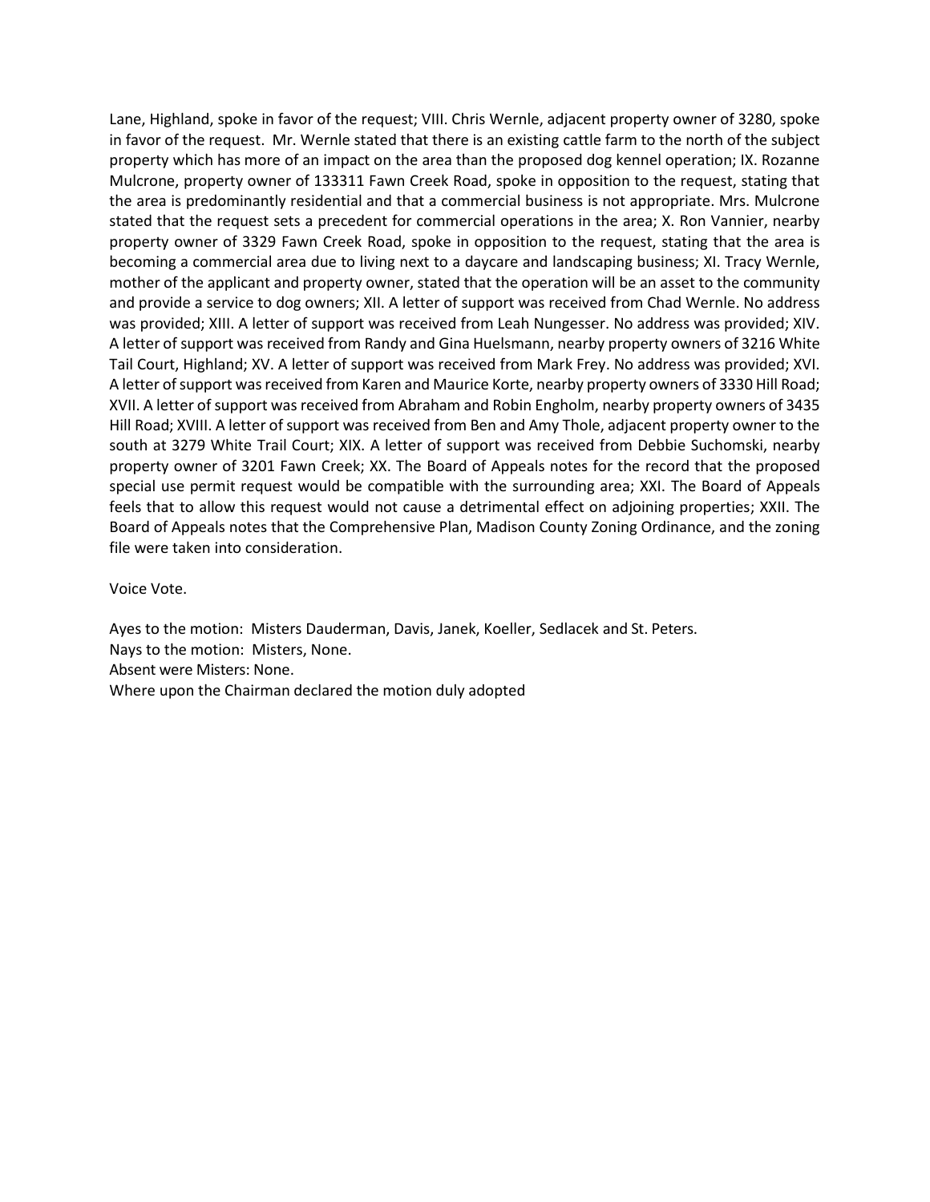Lane, Highland, spoke in favor of the request; VIII. Chris Wernle, adjacent property owner of 3280, spoke in favor of the request. Mr. Wernle stated that there is an existing cattle farm to the north of the subject property which has more of an impact on the area than the proposed dog kennel operation; IX. Rozanne Mulcrone, property owner of 133311 Fawn Creek Road, spoke in opposition to the request, stating that the area is predominantly residential and that a commercial business is not appropriate. Mrs. Mulcrone stated that the request sets a precedent for commercial operations in the area; X. Ron Vannier, nearby property owner of 3329 Fawn Creek Road, spoke in opposition to the request, stating that the area is becoming a commercial area due to living next to a daycare and landscaping business; XI. Tracy Wernle, mother of the applicant and property owner, stated that the operation will be an asset to the community and provide a service to dog owners; XII. A letter of support was received from Chad Wernle. No address was provided; XIII. A letter of support was received from Leah Nungesser. No address was provided; XIV. A letter of support was received from Randy and Gina Huelsmann, nearby property owners of 3216 White Tail Court, Highland; XV. A letter of support was received from Mark Frey. No address was provided; XVI. A letter of support was received from Karen and Maurice Korte, nearby property owners of 3330 Hill Road; XVII. A letter of support was received from Abraham and Robin Engholm, nearby property owners of 3435 Hill Road; XVIII. A letter of support was received from Ben and Amy Thole, adjacent property owner to the south at 3279 White Trail Court; XIX. A letter of support was received from Debbie Suchomski, nearby property owner of 3201 Fawn Creek; XX. The Board of Appeals notes for the record that the proposed special use permit request would be compatible with the surrounding area; XXI. The Board of Appeals feels that to allow this request would not cause a detrimental effect on adjoining properties; XXII. The Board of Appeals notes that the Comprehensive Plan, Madison County Zoning Ordinance, and the zoning file were taken into consideration.

Voice Vote.

Ayes to the motion: Misters Dauderman, Davis, Janek, Koeller, Sedlacek and St. Peters.
Nays to the motion: Misters, None.
Absent were Misters: None.
Where upon the Chairman declared the motion duly adopted